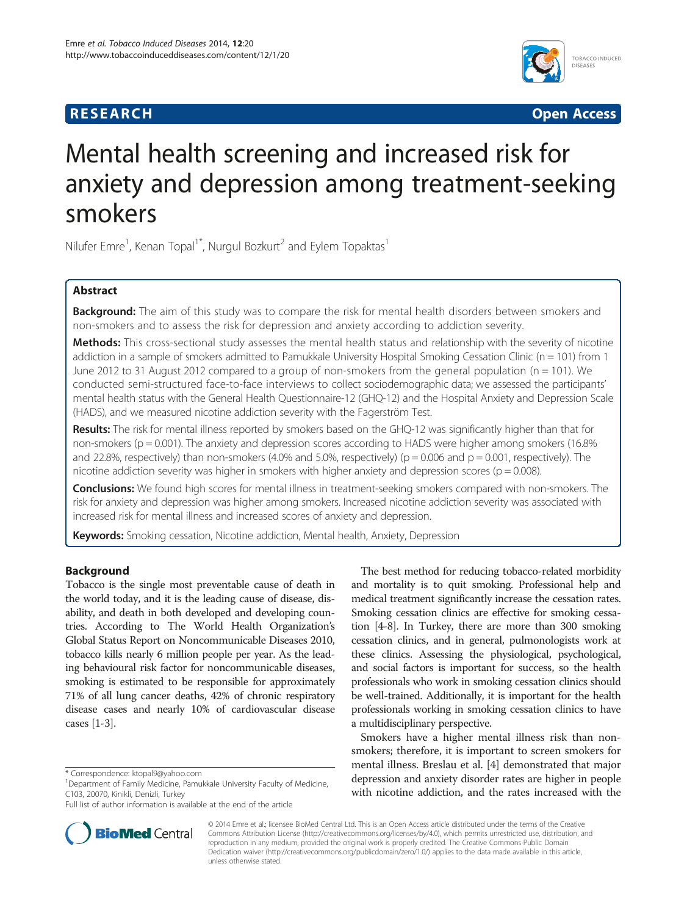**RESEARCH** **Open Access**

# Mental health screening and increased risk for anxiety and depression among treatment-seeking smokers

Nilufer Emre[1], Kenan Topal[1*], Nurgul Bozkurt[2] and Eylem Topaktas[1]

## Abstract

**Background:** The aim of this study was to compare the risk for mental health disorders between smokers and non-smokers and to assess the risk for depression and anxiety according to addiction severity.

**Methods:** This cross-sectional study assesses the mental health status and relationship with the severity of nicotine addiction in a sample of smokers admitted to Pamukkale University Hospital Smoking Cessation Clinic (n = 101) from 1 June 2012 to 31 August 2012 compared to a group of non-smokers from the general population (n = 101). We conducted semi-structured face-to-face interviews to collect sociodemographic data; we assessed the participants' mental health status with the General Health Questionnaire-12 (GHQ-12) and the Hospital Anxiety and Depression Scale (HADS), and we measured nicotine addiction severity with the Fagerström Test.

**Results:** The risk for mental illness reported by smokers based on the GHQ-12 was significantly higher than that for non-smokers (p = 0.001). The anxiety and depression scores according to HADS were higher among smokers (16.8% and 22.8%, respectively) than non-smokers (4.0% and 5.0%, respectively) (p = 0.006 and p = 0.001, respectively). The nicotine addiction severity was higher in smokers with higher anxiety and depression scores (p = 0.008).

**Conclusions:** We found high scores for mental illness in treatment-seeking smokers compared with non-smokers. The risk for anxiety and depression was higher among smokers. Increased nicotine addiction severity was associated with increased risk for mental illness and increased scores of anxiety and depression.

**Keywords:** Smoking cessation, Nicotine addiction, Mental health, Anxiety, Depression

## Background

Tobacco is the single most preventable cause of death in the world today, and it is the leading cause of disease, disability, and death in both developed and developing countries. According to The World Health Organization's Global Status Report on Noncommunicable Diseases 2010, tobacco kills nearly 6 million people per year. As the leading behavioural risk factor for noncommunicable diseases, smoking is estimated to be responsible for approximately 71% of all lung cancer deaths, 42% of chronic respiratory disease cases and nearly 10% of cardiovascular disease cases [1-3].

The best method for reducing tobacco-related morbidity and mortality is to quit smoking. Professional help and medical treatment significantly increase the cessation rates. Smoking cessation clinics are effective for smoking cessation [4-8]. In Turkey, there are more than 300 smoking cessation clinics, and in general, pulmonologists work at these clinics. Assessing the physiological, psychological, and social factors is important for success, so the health professionals who work in smoking cessation clinics should be well-trained. Additionally, it is important for the health professionals working in smoking cessation clinics to have a multidisciplinary perspective.

Smokers have a higher mental illness risk than non-smokers; therefore, it is important to screen smokers for mental illness. Breslau et al. [4] demonstrated that major depression and anxiety disorder rates are higher in people with nicotine addiction, and the rates increased with the

\* Correspondence: ktopal9@yahoo.com

[1]Department of Family Medicine, Pamukkale University Faculty of Medicine, C103, 20070, Kinikli, Denizli, Turkey

Full list of author information is available at the end of the article

© 2014 Emre et al.; licensee BioMed Central Ltd. This is an Open Access article distributed under the terms of the Creative Commons Attribution License (http://creativecommons.org/licenses/by/4.0), which permits unrestricted use, distribution, and reproduction in any medium, provided the original work is properly credited. The Creative Commons Public Domain Dedication waiver (http://creativecommons.org/publicdomain/zero/1.0/) applies to the data made available in this article, unless otherwise stated.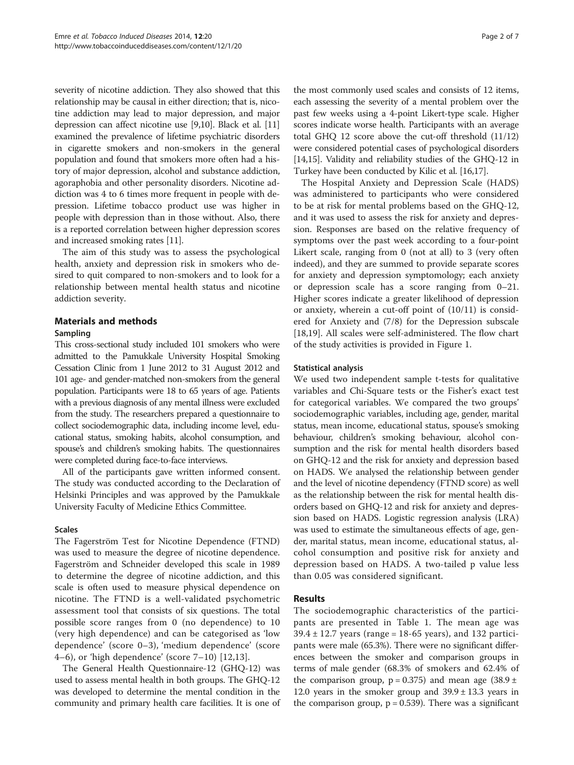severity of nicotine addiction. They also showed that this relationship may be causal in either direction; that is, nicotine addiction may lead to major depression, and major depression can affect nicotine use [9,10]. Black et al. [11] examined the prevalence of lifetime psychiatric disorders in cigarette smokers and non-smokers in the general population and found that smokers more often had a history of major depression, alcohol and substance addiction, agoraphobia and other personality disorders. Nicotine addiction was 4 to 6 times more frequent in people with depression. Lifetime tobacco product use was higher in people with depression than in those without. Also, there is a reported correlation between higher depression scores and increased smoking rates [11].

The aim of this study was to assess the psychological health, anxiety and depression risk in smokers who desired to quit compared to non-smokers and to look for a relationship between mental health status and nicotine addiction severity.

## Materials and methods

### Sampling

This cross-sectional study included 101 smokers who were admitted to the Pamukkale University Hospital Smoking Cessation Clinic from 1 June 2012 to 31 August 2012 and 101 age- and gender-matched non-smokers from the general population. Participants were 18 to 65 years of age. Patients with a previous diagnosis of any mental illness were excluded from the study. The researchers prepared a questionnaire to collect sociodemographic data, including income level, educational status, smoking habits, alcohol consumption, and spouse's and children's smoking habits. The questionnaires were completed during face-to-face interviews.

All of the participants gave written informed consent. The study was conducted according to the Declaration of Helsinki Principles and was approved by the Pamukkale University Faculty of Medicine Ethics Committee.

### Scales

The Fagerström Test for Nicotine Dependence (FTND) was used to measure the degree of nicotine dependence. Fagerström and Schneider developed this scale in 1989 to determine the degree of nicotine addiction, and this scale is often used to measure physical dependence on nicotine. The FTND is a well-validated psychometric assessment tool that consists of six questions. The total possible score ranges from 0 (no dependence) to 10 (very high dependence) and can be categorised as 'low dependence' (score 0–3), 'medium dependence' (score 4–6), or 'high dependence' (score 7–10) [12,13].

The General Health Questionnaire-12 (GHQ-12) was used to assess mental health in both groups. The GHQ-12 was developed to determine the mental condition in the community and primary health care facilities. It is one of the most commonly used scales and consists of 12 items, each assessing the severity of a mental problem over the past few weeks using a 4-point Likert-type scale. Higher scores indicate worse health. Participants with an average total GHQ 12 score above the cut-off threshold (11/12) were considered potential cases of psychological disorders [14,15]. Validity and reliability studies of the GHQ-12 in Turkey have been conducted by Kilic et al. [16,17].

The Hospital Anxiety and Depression Scale (HADS) was administered to participants who were considered to be at risk for mental problems based on the GHQ-12, and it was used to assess the risk for anxiety and depression. Responses are based on the relative frequency of symptoms over the past week according to a four-point Likert scale, ranging from 0 (not at all) to 3 (very often indeed), and they are summed to provide separate scores for anxiety and depression symptomology; each anxiety or depression scale has a score ranging from 0–21. Higher scores indicate a greater likelihood of depression or anxiety, wherein a cut-off point of (10/11) is considered for Anxiety and (7/8) for the Depression subscale [18,19]. All scales were self-administered. The flow chart of the study activities is provided in Figure 1.

### Statistical analysis

We used two independent sample t-tests for qualitative variables and Chi-Square tests or the Fisher's exact test for categorical variables. We compared the two groups' sociodemographic variables, including age, gender, marital status, mean income, educational status, spouse's smoking behaviour, children's smoking behaviour, alcohol consumption and the risk for mental health disorders based on GHQ-12 and the risk for anxiety and depression based on HADS. We analysed the relationship between gender and the level of nicotine dependency (FTND score) as well as the relationship between the risk for mental health disorders based on GHQ-12 and risk for anxiety and depression based on HADS. Logistic regression analysis (LRA) was used to estimate the simultaneous effects of age, gender, marital status, mean income, educational status, alcohol consumption and positive risk for anxiety and depression based on HADS. A two-tailed p value less than 0.05 was considered significant.

## Results

The sociodemographic characteristics of the participants are presented in Table 1. The mean age was $39.4 \pm 12.7$ years (range = 18-65 years), and 132 participants were male (65.3%). There were no significant differences between the smoker and comparison groups in terms of male gender (68.3% of smokers and 62.4% of the comparison group, $p = 0.375$) and mean age ($38.9 \pm 12.0$ years in the smoker group and $39.9 \pm 13.3$ years in the comparison group, $p = 0.539$). There was a significant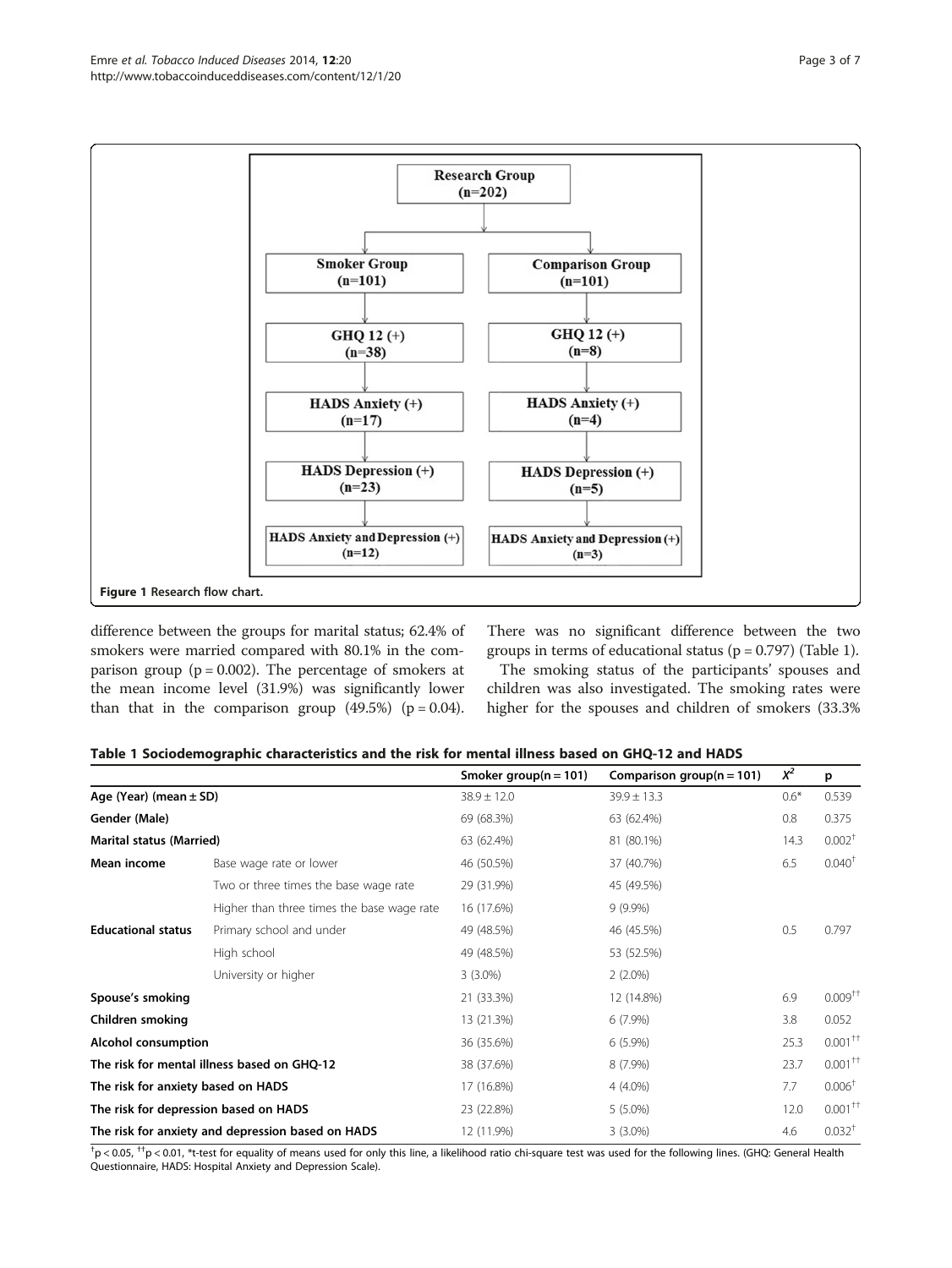Research Group (n=202)

| Smoker Group (n=101) | Comparison Group (n=101) |
|---|---|
| GHQ 12 (+) (n=38) | GHQ 12 (+) (n=8) |
| HADS Anxiety (+) (n=17) | HADS Anxiety (+) (n=4) |
| HADS Depression (+) (n=23) | HADS Depression (+) (n=5) |
| HADS Anxiety and Depression (+) (n=12) | HADS Anxiety and Depression (+) (n=3) |

**Figure 1** Research flow chart.

difference between the groups for marital status; 62.4% of smokers were married compared with 80.1% in the comparison group (p = 0.002). The percentage of smokers at the mean income level (31.9%) was significantly lower than that in the comparison group (49.5%) (p = 0.04). There was no significant difference between the two groups in terms of educational status (p = 0.797) (Table 1).

The smoking status of the participants' spouses and children was also investigated. The smoking rates were higher for the spouses and children of smokers (33.3%

**Table 1 Sociodemographic characteristics and the risk for mental illness based on GHQ-12 and HADS**

| | | Smoker group(n = 101) | Comparison group(n = 101) | $X^2$ | p |
|---|---|---|---|---|---|
| **Age (Year) (mean ± SD)** | | 38.9 ± 12.0 | 39.9 ± 13.3 | 0.6* | 0.539 |
| **Gender (Male)** | | 69 (68.3%) | 63 (62.4%) | 0.8 | 0.375 |
| **Marital status (Married)** | | 63 (62.4%) | 81 (80.1%) | 14.3 | 0.002[†] |
| **Mean income** | Base wage rate or lower | 46 (50.5%) | 37 (40.7%) | 6.5 | 0.040[†] |
| | Two or three times the base wage rate | 29 (31.9%) | 45 (49.5%) | | |
| | Higher than three times the base wage rate | 16 (17.6%) | 9 (9.9%) | | |
| **Educational status** | Primary school and under | 49 (48.5%) | 46 (45.5%) | 0.5 | 0.797 |
| | High school | 49 (48.5%) | 53 (52.5%) | | |
| | University or higher | 3 (3.0%) | 2 (2.0%) | | |
| **Spouse's smoking** | | 21 (33.3%) | 12 (14.8%) | 6.9 | 0.009[††] |
| **Children smoking** | | 13 (21.3%) | 6 (7.9%) | 3.8 | 0.052 |
| **Alcohol consumption** | | 36 (35.6%) | 6 (5.9%) | 25.3 | 0.001[††] |
| **The risk for mental illness based on GHQ-12** | | 38 (37.6%) | 8 (7.9%) | 23.7 | 0.001[††] |
| **The risk for anxiety based on HADS** | | 17 (16.8%) | 4 (4.0%) | 7.7 | 0.006[†] |
| **The risk for depression based on HADS** | | 23 (22.8%) | 5 (5.0%) | 12.0 | 0.001[††] |
| **The risk for anxiety and depression based on HADS** | | 12 (11.9%) | 3 (3.0%) | 4.6 | 0.032[†] |

[†]p < 0.05, [††]p < 0.01, *t-test for equality of means used for only this line, a likelihood ratio chi-square test was used for the following lines. (GHQ: General Health Questionnaire, HADS: Hospital Anxiety and Depression Scale).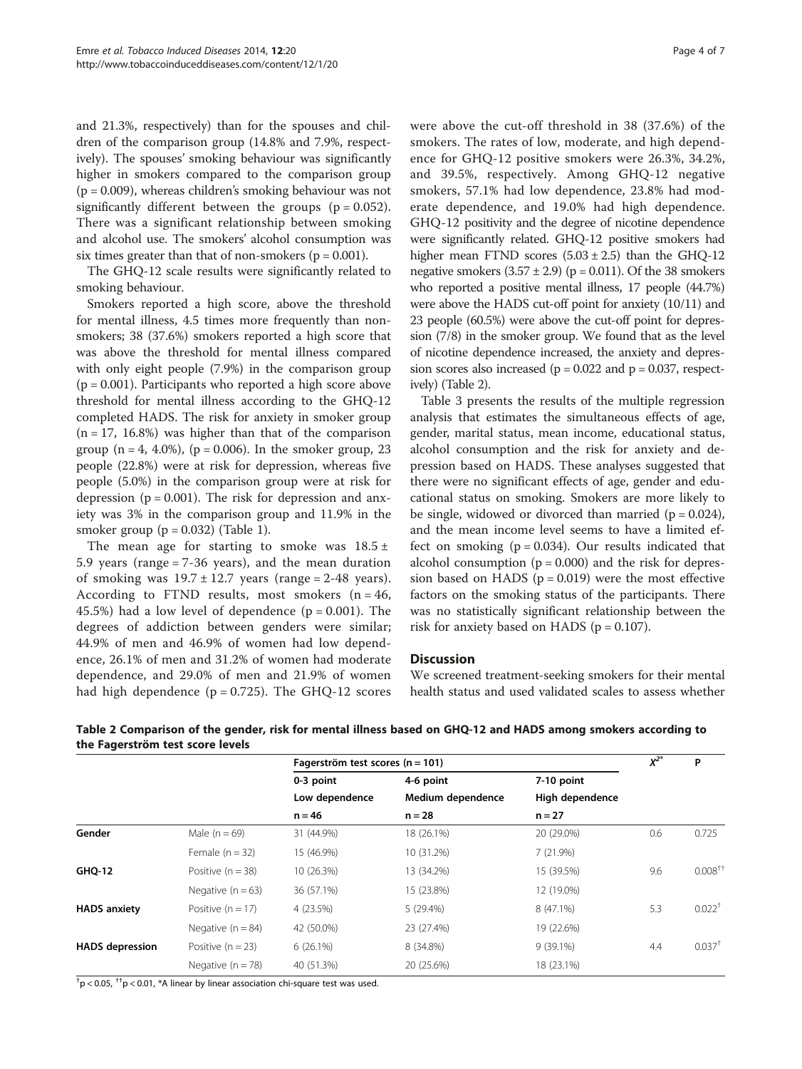and 21.3%, respectively) than for the spouses and children of the comparison group (14.8% and 7.9%, respectively). The spouses' smoking behaviour was significantly higher in smokers compared to the comparison group (p = 0.009), whereas children's smoking behaviour was not significantly different between the groups (p = 0.052). There was a significant relationship between smoking and alcohol use. The smokers' alcohol consumption was six times greater than that of non-smokers (p = 0.001).

The GHQ-12 scale results were significantly related to smoking behaviour.

Smokers reported a high score, above the threshold for mental illness, 4.5 times more frequently than non-smokers; 38 (37.6%) smokers reported a high score that was above the threshold for mental illness compared with only eight people (7.9%) in the comparison group (p = 0.001). Participants who reported a high score above threshold for mental illness according to the GHQ-12 completed HADS. The risk for anxiety in smoker group (n = 17, 16.8%) was higher than that of the comparison group (n = 4, 4.0%), (p = 0.006). In the smoker group, 23 people (22.8%) were at risk for depression, whereas five people (5.0%) in the comparison group were at risk for depression (p = 0.001). The risk for depression and anxiety was 3% in the comparison group and 11.9% in the smoker group (p = 0.032) (Table 1).

The mean age for starting to smoke was 18.5 ± 5.9 years (range = 7-36 years), and the mean duration of smoking was 19.7 ± 12.7 years (range = 2-48 years). According to FTND results, most smokers (n = 46, 45.5%) had a low level of dependence (p = 0.001). The degrees of addiction between genders were similar; 44.9% of men and 46.9% of women had low dependence, 26.1% of men and 31.2% of women had moderate dependence, and 29.0% of men and 21.9% of women had high dependence (p = 0.725). The GHQ-12 scores were above the cut-off threshold in 38 (37.6%) of the smokers. The rates of low, moderate, and high dependence for GHQ-12 positive smokers were 26.3%, 34.2%, and 39.5%, respectively. Among GHQ-12 negative smokers, 57.1% had low dependence, 23.8% had moderate dependence, and 19.0% had high dependence. GHQ-12 positivity and the degree of nicotine dependence were significantly related. GHQ-12 positive smokers had higher mean FTND scores (5.03 ± 2.5) than the GHQ-12 negative smokers (3.57 ± 2.9) (p = 0.011). Of the 38 smokers who reported a positive mental illness, 17 people (44.7%) were above the HADS cut-off point for anxiety (10/11) and 23 people (60.5%) were above the cut-off point for depression (7/8) in the smoker group. We found that as the level of nicotine dependence increased, the anxiety and depression scores also increased (p = 0.022 and p = 0.037, respectively) (Table 2).

Table 3 presents the results of the multiple regression analysis that estimates the simultaneous effects of age, gender, marital status, mean income, educational status, alcohol consumption and the risk for anxiety and depression based on HADS. These analyses suggested that there were no significant effects of age, gender and educational status on smoking. Smokers are more likely to be single, widowed or divorced than married (p = 0.024), and the mean income level seems to have a limited effect on smoking (p = 0.034). Our results indicated that alcohol consumption (p = 0.000) and the risk for depression based on HADS (p = 0.019) were the most effective factors on the smoking status of the participants. There was no statistically significant relationship between the risk for anxiety based on HADS (p = 0.107).

## Discussion

We screened treatment-seeking smokers for their mental health status and used validated scales to assess whether

**Table 2 Comparison of the gender, risk for mental illness based on GHQ-12 and HADS among smokers according to the Fagerström test score levels**

| | | Fagerström test scores (n = 101) | | | $X^{2*}$ | P |
|---|---|---|---|---|---|---|
| | | 0-3 point Low dependence n = 46 | 4-6 point Medium dependence n = 28 | 7-10 point High dependence n = 27 | | |
| **Gender** | Male (n = 69) | 31 (44.9%) | 18 (26.1%) | 20 (29.0%) | 0.6 | 0.725 |
| | Female (n = 32) | 15 (46.9%) | 10 (31.2%) | 7 (21.9%) | | |
| **GHQ-12** | Positive (n = 38) | 10 (26.3%) | 13 (34.2%) | 15 (39.5%) | 9.6 | 0.008[††] |
| | Negative (n = 63) | 36 (57.1%) | 15 (23.8%) | 12 (19.0%) | | |
| **HADS anxiety** | Positive (n = 17) | 4 (23.5%) | 5 (29.4%) | 8 (47.1%) | 5.3 | 0.022[†] |
| | Negative (n = 84) | 42 (50.0%) | 23 (27.4%) | 19 (22.6%) | | |
| **HADS depression** | Positive (n = 23) | 6 (26.1%) | 8 (34.8%) | 9 (39.1%) | 4.4 | 0.037[†] |
| | Negative (n = 78) | 40 (51.3%) | 20 (25.6%) | 18 (23.1%) | | |

[†]p < 0.05, [††]p < 0.01, *A linear by linear association chi-square test was used.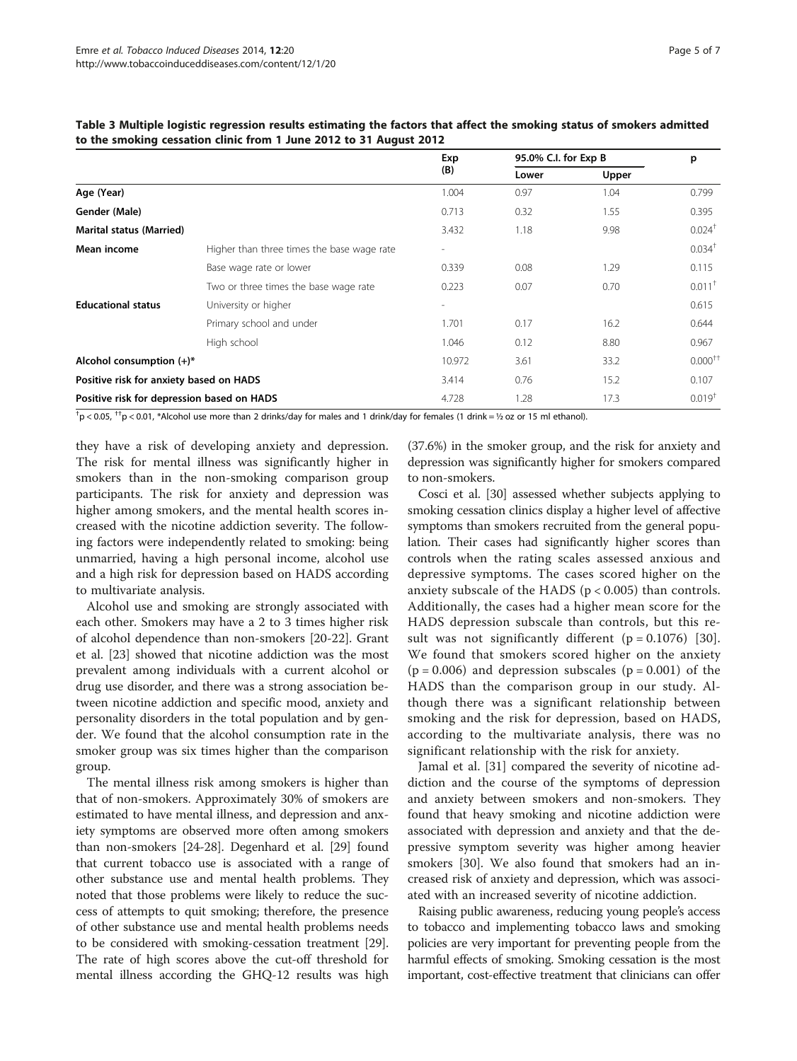**Table 3 Multiple logistic regression results estimating the factors that affect the smoking status of smokers admitted to the smoking cessation clinic from 1 June 2012 to 31 August 2012**

| | | Exp (B) | 95.0% C.I. for Exp B | | p |
|---|---|---|---|---|---|
| | | | Lower | Upper | |
| **Age (Year)** | | 1.004 | 0.97 | 1.04 | 0.799 |
| **Gender (Male)** | | 0.713 | 0.32 | 1.55 | 0.395 |
| **Marital status (Married)** | | 3.432 | 1.18 | 9.98 | 0.024† |
| **Mean income** | Higher than three times the base wage rate | - | | | 0.034† |
| | Base wage rate or lower | 0.339 | 0.08 | 1.29 | 0.115 |
| | Two or three times the base wage rate | 0.223 | 0.07 | 0.70 | 0.011† |
| **Educational status** | University or higher | - | | | 0.615 |
| | Primary school and under | 1.701 | 0.17 | 16.2 | 0.644 |
| | High school | 1.046 | 0.12 | 8.80 | 0.967 |
| **Alcohol consumption (+)*** | | 10.972 | 3.61 | 33.2 | 0.000†† |
| **Positive risk for anxiety based on HADS** | | 3.414 | 0.76 | 15.2 | 0.107 |
| **Positive risk for depression based on HADS** | | 4.728 | 1.28 | 17.3 | 0.019† |

†$p < 0.05$, ††$p < 0.01$, *Alcohol use more than 2 drinks/day for males and 1 drink/day for females (1 drink = ½ oz or 15 ml ethanol).

they have a risk of developing anxiety and depression. The risk for mental illness was significantly higher in smokers than in the non-smoking comparison group participants. The risk for anxiety and depression was higher among smokers, and the mental health scores increased with the nicotine addiction severity. The following factors were independently related to smoking: being unmarried, having a high personal income, alcohol use and a high risk for depression based on HADS according to multivariate analysis.

Alcohol use and smoking are strongly associated with each other. Smokers may have a 2 to 3 times higher risk of alcohol dependence than non-smokers [20-22]. Grant et al. [23] showed that nicotine addiction was the most prevalent among individuals with a current alcohol or drug use disorder, and there was a strong association between nicotine addiction and specific mood, anxiety and personality disorders in the total population and by gender. We found that the alcohol consumption rate in the smoker group was six times higher than the comparison group.

The mental illness risk among smokers is higher than that of non-smokers. Approximately 30% of smokers are estimated to have mental illness, and depression and anxiety symptoms are observed more often among smokers than non-smokers [24-28]. Degenhard et al. [29] found that current tobacco use is associated with a range of other substance use and mental health problems. They noted that those problems were likely to reduce the success of attempts to quit smoking; therefore, the presence of other substance use and mental health problems needs to be considered with smoking-cessation treatment [29]. The rate of high scores above the cut-off threshold for mental illness according the GHQ-12 results was high (37.6%) in the smoker group, and the risk for anxiety and depression was significantly higher for smokers compared to non-smokers.

Cosci et al. [30] assessed whether subjects applying to smoking cessation clinics display a higher level of affective symptoms than smokers recruited from the general population. Their cases had significantly higher scores than controls when the rating scales assessed anxious and depressive symptoms. The cases scored higher on the anxiety subscale of the HADS ($p < 0.005$) than controls. Additionally, the cases had a higher mean score for the HADS depression subscale than controls, but this result was not significantly different ($p = 0.1076$) [30]. We found that smokers scored higher on the anxiety ($p = 0.006$) and depression subscales ($p = 0.001$) of the HADS than the comparison group in our study. Although there was a significant relationship between smoking and the risk for depression, based on HADS, according to the multivariate analysis, there was no significant relationship with the risk for anxiety.

Jamal et al. [31] compared the severity of nicotine addiction and the course of the symptoms of depression and anxiety between smokers and non-smokers. They found that heavy smoking and nicotine addiction were associated with depression and anxiety and that the depressive symptom severity was higher among heavier smokers [30]. We also found that smokers had an increased risk of anxiety and depression, which was associated with an increased severity of nicotine addiction.

Raising public awareness, reducing young people's access to tobacco and implementing tobacco laws and smoking policies are very important for preventing people from the harmful effects of smoking. Smoking cessation is the most important, cost-effective treatment that clinicians can offer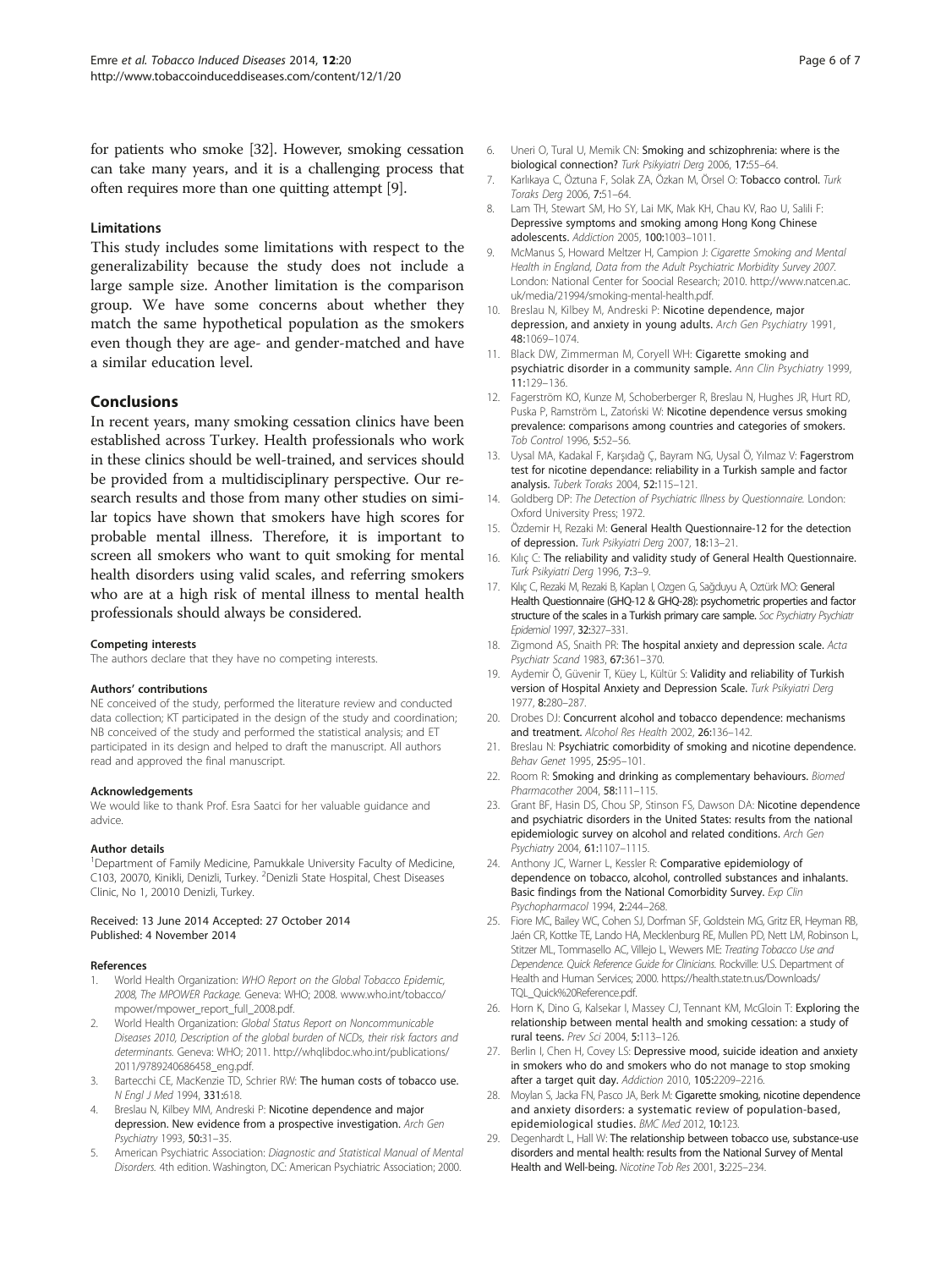for patients who smoke [32]. However, smoking cessation can take many years, and it is a challenging process that often requires more than one quitting attempt [9].

### Limitations

This study includes some limitations with respect to the generalizability because the study does not include a large sample size. Another limitation is the comparison group. We have some concerns about whether they match the same hypothetical population as the smokers even though they are age- and gender-matched and have a similar education level.

## Conclusions

In recent years, many smoking cessation clinics have been established across Turkey. Health professionals who work in these clinics should be well-trained, and services should be provided from a multidisciplinary perspective. Our research results and those from many other studies on similar topics have shown that smokers have high scores for probable mental illness. Therefore, it is important to screen all smokers who want to quit smoking for mental health disorders using valid scales, and referring smokers who are at a high risk of mental illness to mental health professionals should always be considered.

#### Competing interests

The authors declare that they have no competing interests.

#### Authors' contributions

NE conceived of the study, performed the literature review and conducted data collection; KT participated in the design of the study and coordination; NB conceived of the study and performed the statistical analysis; and ET participated in its design and helped to draft the manuscript. All authors read and approved the final manuscript.

#### Acknowledgements

We would like to thank Prof. Esra Saatci for her valuable guidance and advice.

#### Author details

[1]Department of Family Medicine, Pamukkale University Faculty of Medicine, C103, 20070, Kinikli, Denizli, Turkey. [2]Denizli State Hospital, Chest Diseases Clinic, No 1, 20010 Denizli, Turkey.

Received: 13 June 2014 Accepted: 27 October 2014
Published: 4 November 2014

#### References

1. World Health Organization: *WHO Report on the Global Tobacco Epidemic, 2008, The MPOWER Package.* Geneva: WHO; 2008. www.who.int/tobacco/mpower/mpower_report_full_2008.pdf.
2. World Health Organization: *Global Status Report on Noncommunicable Diseases 2010, Description of the global burden of NCDs, their risk factors and determinants.* Geneva: WHO; 2011. http://whqlibdoc.who.int/publications/2011/9789240686458_eng.pdf.
3. Bartecchi CE, MacKenzie TD, Schrier RW: **The human costs of tobacco use.** *N Engl J Med* 1994, **331:**618.
4. Breslau N, Kilbey MM, Andreski P: **Nicotine dependence and major depression. New evidence from a prospective investigation.** *Arch Gen Psychiatry* 1993, **50:**31–35.
5. American Psychiatric Association: *Diagnostic and Statistical Manual of Mental Disorders.* 4th edition. Washington, DC: American Psychiatric Association; 2000.
6. Uneri O, Tural U, Memik CN: **Smoking and schizophrenia: where is the biological connection?** *Turk Psikiyatri Derg* 2006, **17:**55–64.
7. Karlıkaya C, Öztuna F, Solak ZA, Özkan M, Örsel O: **Tobacco control.** *Turk Toraks Derg* 2006, **7:**51–64.
8. Lam TH, Stewart SM, Ho SY, Lai MK, Mak KH, Chau KV, Rao U, Salili F: **Depressive symptoms and smoking among Hong Kong Chinese adolescents.** *Addiction* 2005, **100:**1003–1011.
9. McManus S, Howard Meltzer H, Campion J: *Cigarette Smoking and Mental Health in England, Data from the Adult Psychiatric Morbidity Survey 2007.* London: National Center for Soocial Research; 2010. http://www.natcen.ac.uk/media/21994/smoking-mental-health.pdf.
10. Breslau N, Kilbey M, Andreski P: **Nicotine dependence, major depression, and anxiety in young adults.** *Arch Gen Psychiatry* 1991, **48:**1069–1074.
11. Black DW, Zimmerman M, Coryell WH: **Cigarette smoking and psychiatric disorder in a community sample.** *Ann Clin Psychiatry* 1999, **11:**129–136.
12. Fagerström KO, Kunze M, Schoberberger R, Breslau N, Hughes JR, Hurt RD, Puska P, Ramström L, Zatoński W: **Nicotine dependence versus smoking prevalence: comparisons among countries and categories of smokers.** *Tob Control* 1996, **5:**52–56.
13. Uysal MA, Kadakal F, Karşıdağ Ç, Bayram NG, Uysal Ö, Yılmaz V: **Fagerstrom test for nicotine dependance: reliability in a Turkish sample and factor analysis.** *Tuberk Toraks* 2004, **52:**115–121.
14. Goldberg DP: *The Detection of Psychiatric Illness by Questionnaire.* London: Oxford University Press; 1972.
15. Özdemir H, Rezaki M: **General Health Questionnaire-12 for the detection of depression.** *Turk Psikiyatri Derg* 2007, **18:**13–21.
16. Kılıç C: **The reliability and validity study of General Health Questionnaire.** *Turk Psikiyatri Derg* 1996, **7:**3–9.
17. Kılıç C, Rezaki M, Rezaki B, Kaplan I, Ozgen G, Sağduyu A, Oztürk MO: **General Health Questionnaire (GHQ-12 & GHQ-28): psychometric properties and factor structure of the scales in a Turkish primary care sample.** *Soc Psychiatry Psychiatr Epidemiol* 1997, **32:**327–331.
18. Zigmond AS, Snaith PR: **The hospital anxiety and depression scale.** *Acta Psychiatr Scand* 1983, **67:**361–370.
19. Aydemir Ö, Güvenir T, Küey L, Kültür S: **Validity and reliability of Turkish version of Hospital Anxiety and Depression Scale.** *Turk Psikiyatri Derg* 1977, **8:**280–287.
20. Drobes DJ: **Concurrent alcohol and tobacco dependence: mechanisms and treatment.** *Alcohol Res Health* 2002, **26:**136–142.
21. Breslau N: **Psychiatric comorbidity of smoking and nicotine dependence.** *Behav Genet* 1995, **25:**95–101.
22. Room R: **Smoking and drinking as complementary behaviours.** *Biomed Pharmacother* 2004, **58:**111–115.
23. Grant BF, Hasin DS, Chou SP, Stinson FS, Dawson DA: **Nicotine dependence and psychiatric disorders in the United States: results from the national epidemiologic survey on alcohol and related conditions.** *Arch Gen Psychiatry* 2004, **61:**1107–1115.
24. Anthony JC, Warner L, Kessler R: **Comparative epidemiology of dependence on tobacco, alcohol, controlled substances and inhalants. Basic findings from the National Comorbidity Survey.** *Exp Clin Psychopharmacol* 1994, **2:**244–268.
25. Fiore MC, Bailey WC, Cohen SJ, Dorfman SF, Goldstein MG, Gritz ER, Heyman RB, Jaén CR, Kottke TE, Lando HA, Mecklenburg RE, Mullen PD, Nett LM, Robinson L, Stitzer ML, Tommasello AC, Villejo L, Wewers ME: *Treating Tobacco Use and Dependence. Quick Reference Guide for Clinicians.* Rockville: U.S. Department of Health and Human Services; 2000. https://health.state.tn.us/Downloads/TQL_Quick%20Reference.pdf.
26. Horn K, Dino G, Kalsekar I, Massey CJ, Tennant KM, McGloin T: **Exploring the relationship between mental health and smoking cessation: a study of rural teens.** *Prev Sci* 2004, **5:**113–126.
27. Berlin I, Chen H, Covey LS: **Depressive mood, suicide ideation and anxiety in smokers who do and smokers who do not manage to stop smoking after a target quit day.** *Addiction* 2010, **105:**2209–2216.
28. Moylan S, Jacka FN, Pasco JA, Berk M: **Cigarette smoking, nicotine dependence and anxiety disorders: a systematic review of population-based, epidemiological studies.** *BMC Med* 2012, **10:**123.
29. Degenhardt L, Hall W: **The relationship between tobacco use, substance-use disorders and mental health: results from the National Survey of Mental Health and Well-being.** *Nicotine Tob Res* 2001, **3:**225–234.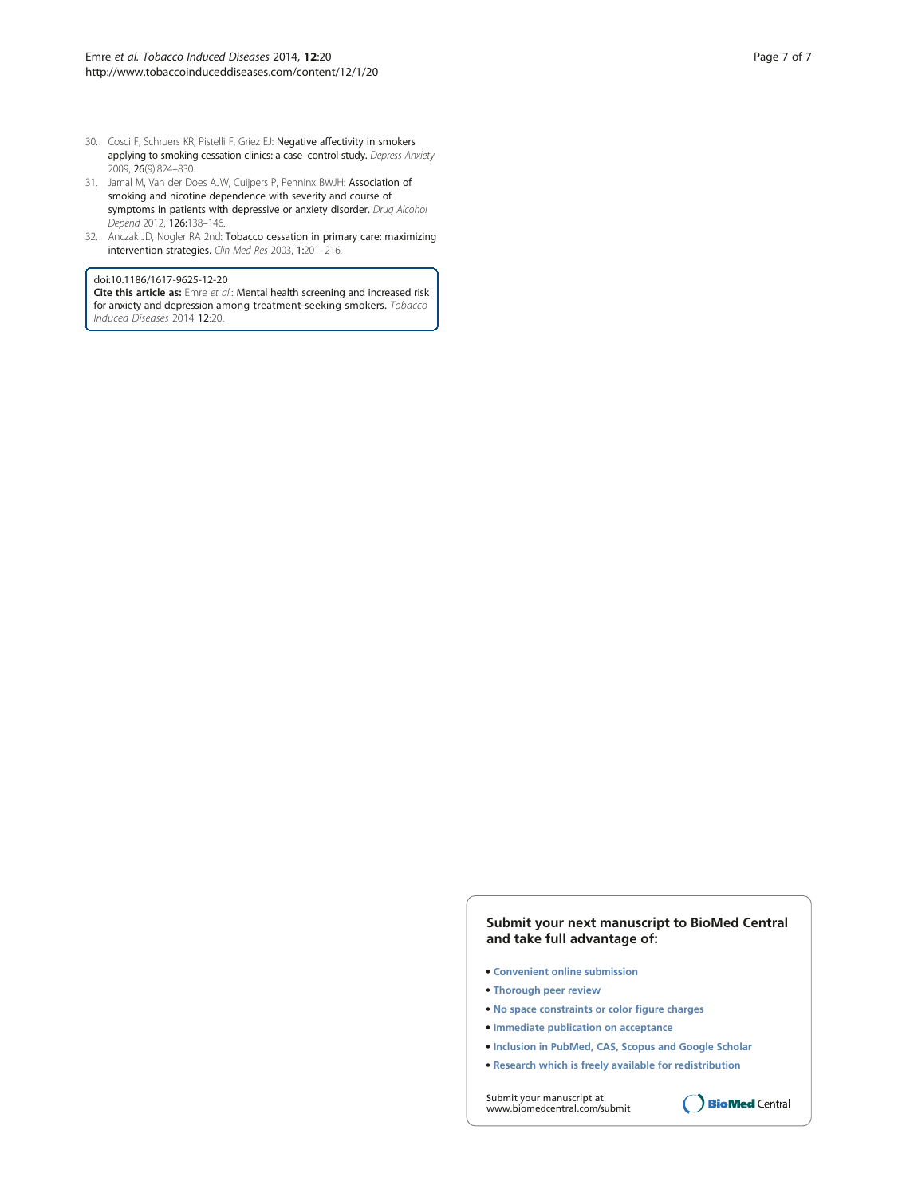30. Cosci F, Schruers KR, Pistelli F, Griez EJ: **Negative affectivity in smokers applying to smoking cessation clinics: a case–control study.** *Depress Anxiety* 2009, **26**(9):824–830.
31. Jamal M, Van der Does AJW, Cuijpers P, Penninx BWJH: **Association of smoking and nicotine dependence with severity and course of symptoms in patients with depressive or anxiety disorder.** *Drug Alcohol Depend* 2012, **126:**138–146.
32. Anczak JD, Nogler RA 2nd: **Tobacco cessation in primary care: maximizing intervention strategies.** *Clin Med Res* 2003, **1:**201–216.

doi:10.1186/1617-9625-12-20
**Cite this article as:** Emre *et al.*: Mental health screening and increased risk for anxiety and depression among treatment-seeking smokers. *Tobacco Induced Diseases* 2014 **12**:20.

**Submit your next manuscript to BioMed Central and take full advantage of:**

- **Convenient online submission**
- **Thorough peer review**
- **No space constraints or color figure charges**
- **Immediate publication on acceptance**
- **Inclusion in PubMed, CAS, Scopus and Google Scholar**
- **Research which is freely available for redistribution**

Submit your manuscript at
www.biomedcentral.com/submit

BioMed Central